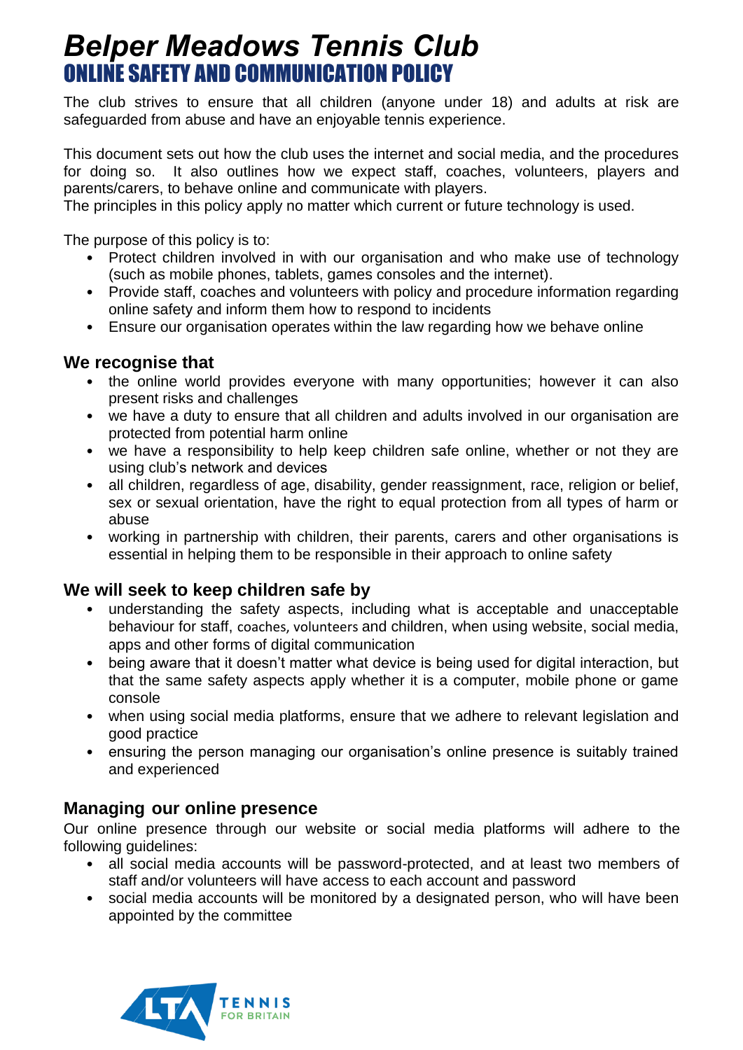# *Belper Meadows Tennis Club*

## ONLINE SAFETY AND COMMUNICATION POLICY

The club strives to ensure that all children (anyone under 18) and adults at risk are safeguarded from abuse and have an enjoyable tennis experience.

This document sets out how the club uses the internet and social media, and the procedures for doing so. It also outlines how we expect staff, coaches, volunteers, players and parents/carers, to behave online and communicate with players.
The principles in this policy apply no matter which current or future technology is used.

The purpose of this policy is to:

- Protect children involved in with our organisation and who make use of technology (such as mobile phones, tablets, games consoles and the internet).
- Provide staff, coaches and volunteers with policy and procedure information regarding online safety and inform them how to respond to incidents
- Ensure our organisation operates within the law regarding how we behave online

### We recognise that

- the online world provides everyone with many opportunities; however it can also present risks and challenges
- we have a duty to ensure that all children and adults involved in our organisation are protected from potential harm online
- we have a responsibility to help keep children safe online, whether or not they are using club's network and devices
- all children, regardless of age, disability, gender reassignment, race, religion or belief, sex or sexual orientation, have the right to equal protection from all types of harm or abuse
- working in partnership with children, their parents, carers and other organisations is essential in helping them to be responsible in their approach to online safety

### We will seek to keep children safe by

- understanding the safety aspects, including what is acceptable and unacceptable behaviour for staff, coaches, volunteers and children, when using website, social media, apps and other forms of digital communication
- being aware that it doesn't matter what device is being used for digital interaction, but that the same safety aspects apply whether it is a computer, mobile phone or game console
- when using social media platforms, ensure that we adhere to relevant legislation and good practice
- ensuring the person managing our organisation's online presence is suitably trained and experienced

### Managing our online presence

Our online presence through our website or social media platforms will adhere to the following guidelines:

- all social media accounts will be password-protected, and at least two members of staff and/or volunteers will have access to each account and password
- social media accounts will be monitored by a designated person, who will have been appointed by the committee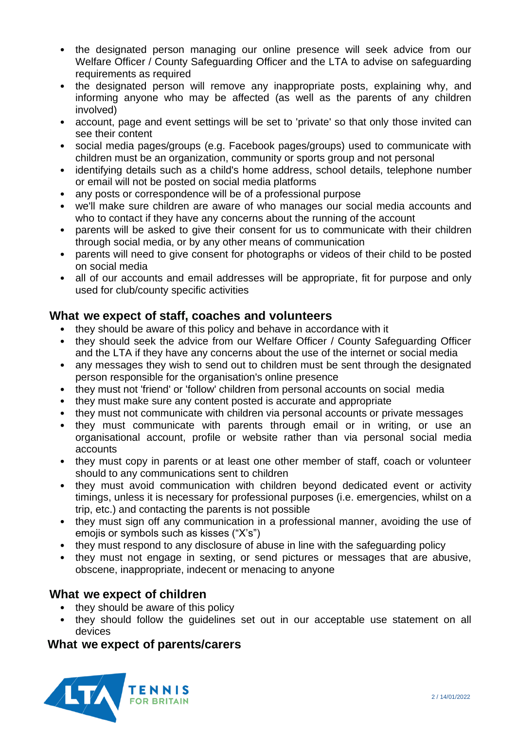- the designated person managing our online presence will seek advice from our Welfare Officer / County Safeguarding Officer and the LTA to advise on safeguarding requirements as required
- the designated person will remove any inappropriate posts, explaining why, and informing anyone who may be affected (as well as the parents of any children involved)
- account, page and event settings will be set to 'private' so that only those invited can see their content
- social media pages/groups (e.g. Facebook pages/groups) used to communicate with children must be an organization, community or sports group and not personal
- identifying details such as a child's home address, school details, telephone number or email will not be posted on social media platforms
- any posts or correspondence will be of a professional purpose
- we'll make sure children are aware of who manages our social media accounts and who to contact if they have any concerns about the running of the account
- parents will be asked to give their consent for us to communicate with their children through social media, or by any other means of communication
- parents will need to give consent for photographs or videos of their child to be posted on social media
- all of our accounts and email addresses will be appropriate, fit for purpose and only used for club/county specific activities

## What we expect of staff, coaches and volunteers

- they should be aware of this policy and behave in accordance with it
- they should seek the advice from our Welfare Officer / County Safeguarding Officer and the LTA if they have any concerns about the use of the internet or social media
- any messages they wish to send out to children must be sent through the designated person responsible for the organisation's online presence
- they must not 'friend' or 'follow' children from personal accounts on social media
- they must make sure any content posted is accurate and appropriate
- they must not communicate with children via personal accounts or private messages
- they must communicate with parents through email or in writing, or use an organisational account, profile or website rather than via personal social media accounts
- they must copy in parents or at least one other member of staff, coach or volunteer should to any communications sent to children
- they must avoid communication with children beyond dedicated event or activity timings, unless it is necessary for professional purposes (i.e. emergencies, whilst on a trip, etc.) and contacting the parents is not possible
- they must sign off any communication in a professional manner, avoiding the use of emojis or symbols such as kisses ("X's")
- they must respond to any disclosure of abuse in line with the safeguarding policy
- they must not engage in sexting, or send pictures or messages that are abusive, obscene, inappropriate, indecent or menacing to anyone

## What we expect of children

- they should be aware of this policy
- they should follow the guidelines set out in our acceptable use statement on all devices

## What we expect of parents/carers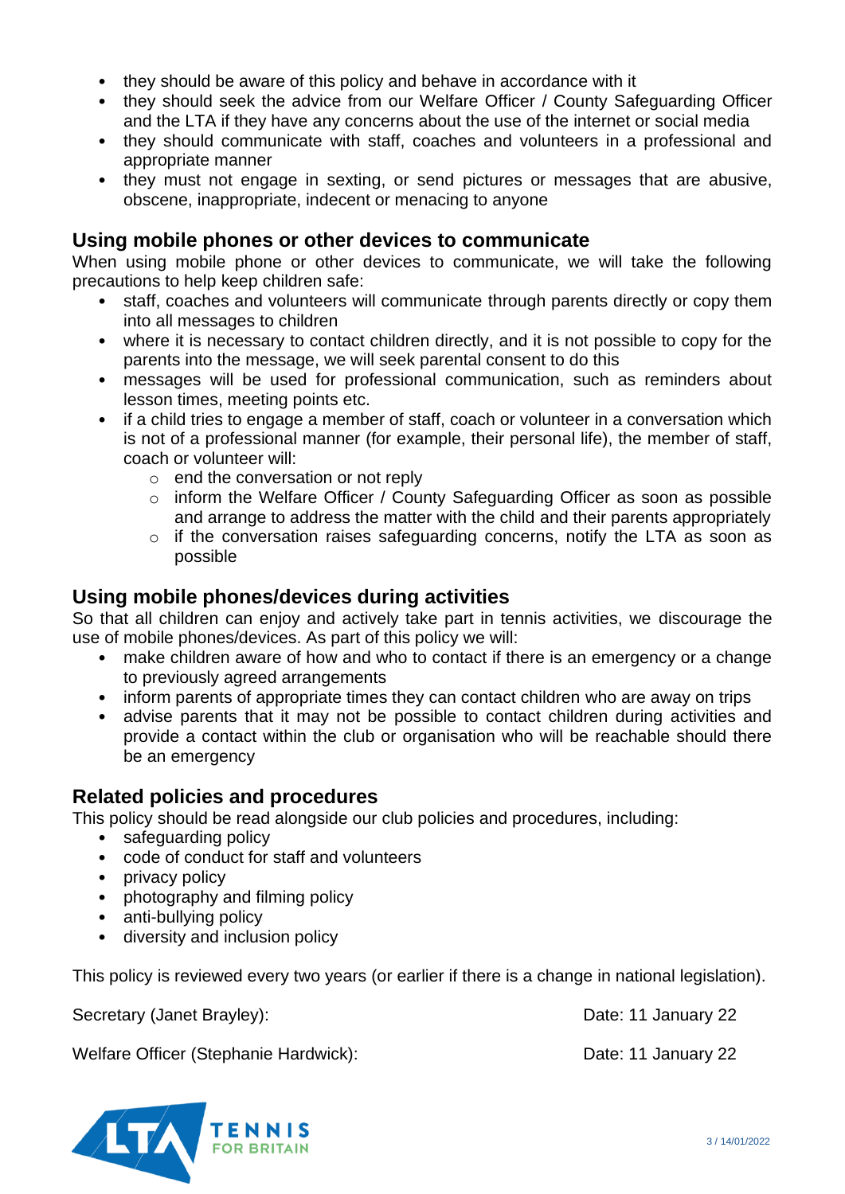- they should be aware of this policy and behave in accordance with it
- they should seek the advice from our Welfare Officer / County Safeguarding Officer and the LTA if they have any concerns about the use of the internet or social media
- they should communicate with staff, coaches and volunteers in a professional and appropriate manner
- they must not engage in sexting, or send pictures or messages that are abusive, obscene, inappropriate, indecent or menacing to anyone

## Using mobile phones or other devices to communicate

When using mobile phone or other devices to communicate, we will take the following precautions to help keep children safe:

- staff, coaches and volunteers will communicate through parents directly or copy them into all messages to children
- where it is necessary to contact children directly, and it is not possible to copy for the parents into the message, we will seek parental consent to do this
- messages will be used for professional communication, such as reminders about lesson times, meeting points etc.
- if a child tries to engage a member of staff, coach or volunteer in a conversation which is not of a professional manner (for example, their personal life), the member of staff, coach or volunteer will:
  - end the conversation or not reply
  - inform the Welfare Officer / County Safeguarding Officer as soon as possible and arrange to address the matter with the child and their parents appropriately
  - if the conversation raises safeguarding concerns, notify the LTA as soon as possible

## Using mobile phones/devices during activities

So that all children can enjoy and actively take part in tennis activities, we discourage the use of mobile phones/devices. As part of this policy we will:

- make children aware of how and who to contact if there is an emergency or a change to previously agreed arrangements
- inform parents of appropriate times they can contact children who are away on trips
- advise parents that it may not be possible to contact children during activities and provide a contact within the club or organisation who will be reachable should there be an emergency

## Related policies and procedures

This policy should be read alongside our club policies and procedures, including:

- safeguarding policy
- code of conduct for staff and volunteers
- privacy policy
- photography and filming policy
- anti-bullying policy
- diversity and inclusion policy

This policy is reviewed every two years (or earlier if there is a change in national legislation).

Secretary (Janet Brayley): Date: 11 January 22

Welfare Officer (Stephanie Hardwick): Date: 11 January 22